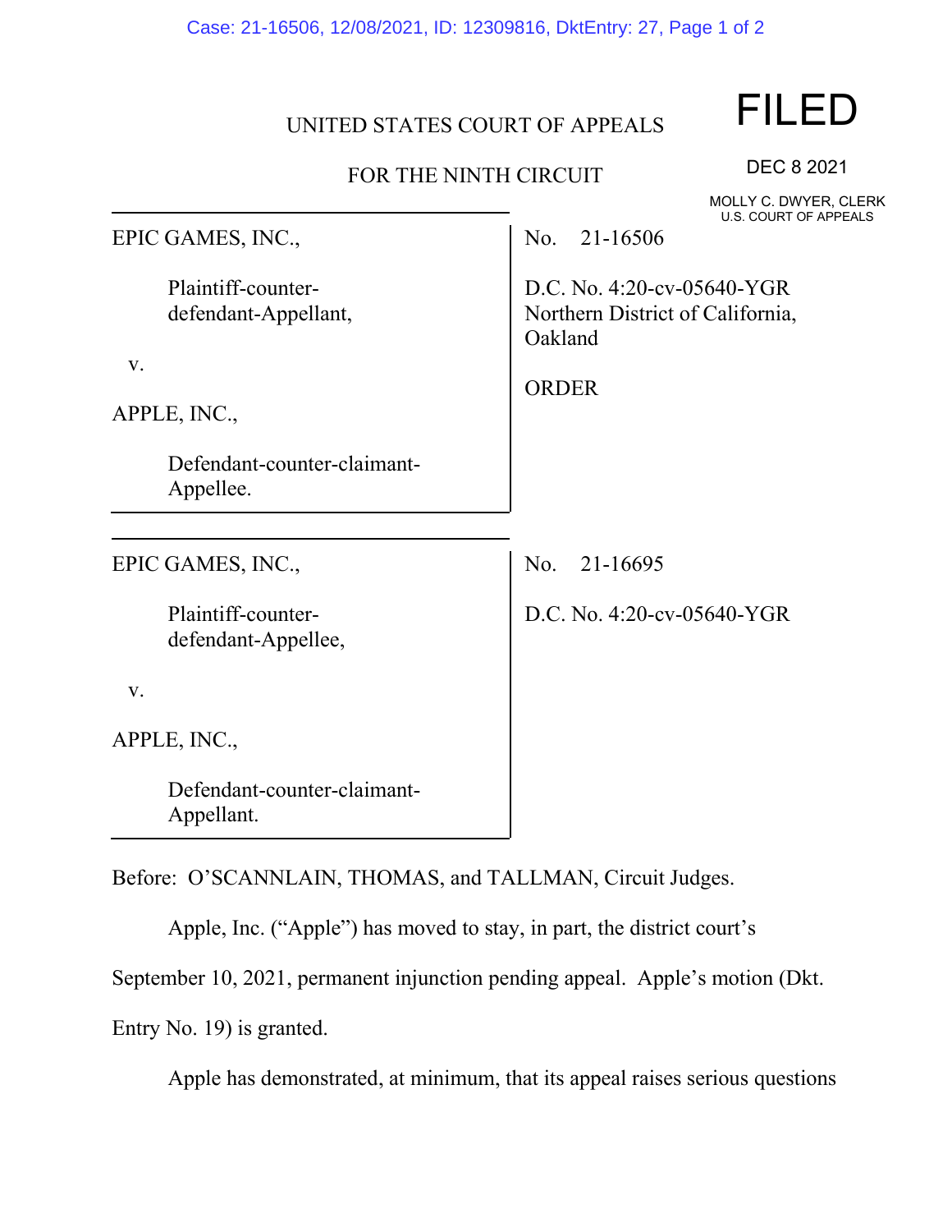UNITED STATES COURT OF APPEALS

FOR THE NINTH CIRCUIT

FILED

DEC 8 2021

MOLLY C. DWYER, CLERK
U.S. COURT OF APPEALS

| | |
|---|---|
| EPIC GAMES, INC.,<br><br>Plaintiff-counter-defendant-Appellant,<br><br>v.<br><br>APPLE, INC.,<br><br>Defendant-counter-claimant-Appellee. | No. 21-16506<br><br>D.C. No. 4:20-cv-05640-YGR<br>Northern District of California, Oakland<br><br>ORDER |
| EPIC GAMES, INC.,<br><br>Plaintiff-counter-defendant-Appellee,<br><br>v.<br><br>APPLE, INC.,<br><br>Defendant-counter-claimant-Appellant. | No. 21-16695<br><br>D.C. No. 4:20-cv-05640-YGR |

Before: O'SCANNLAIN, THOMAS, and TALLMAN, Circuit Judges.

Apple, Inc. ("Apple") has moved to stay, in part, the district court's September 10, 2021, permanent injunction pending appeal. Apple's motion (Dkt. Entry No. 19) is granted.

Apple has demonstrated, at minimum, that its appeal raises serious questions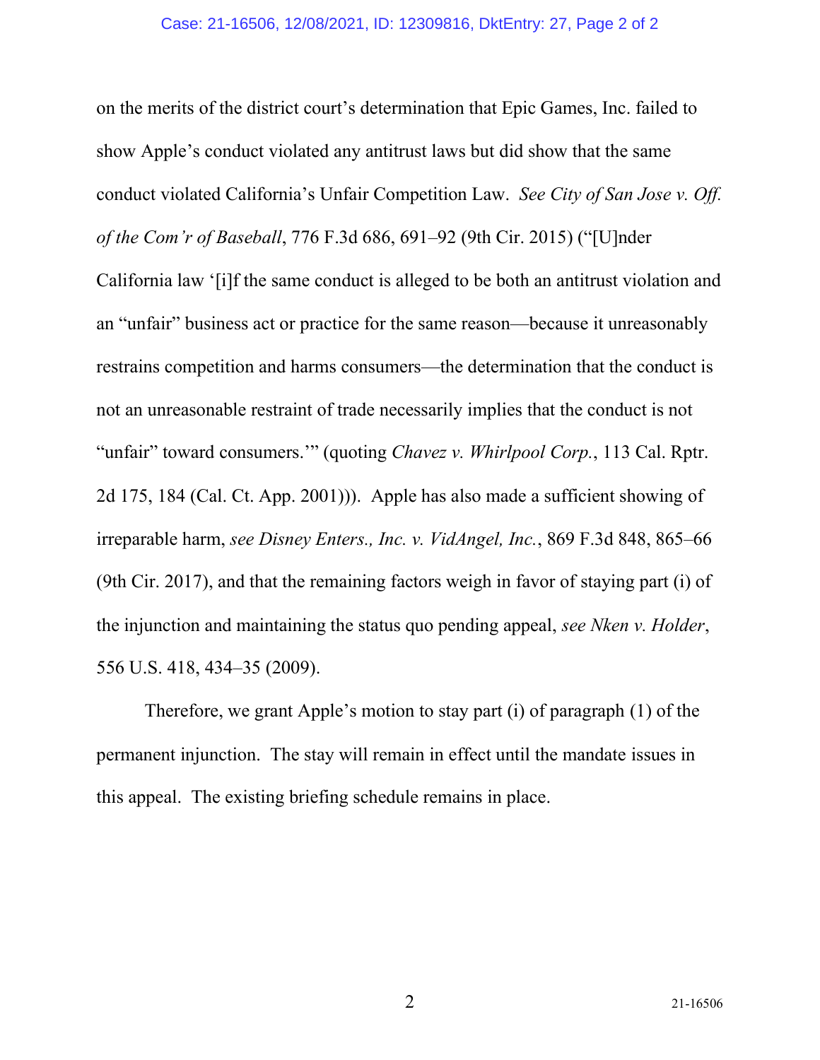on the merits of the district court's determination that Epic Games, Inc. failed to show Apple's conduct violated any antitrust laws but did show that the same conduct violated California's Unfair Competition Law. *See City of San Jose v. Off. of the Com'r of Baseball*, 776 F.3d 686, 691–92 (9th Cir. 2015) ("[U]nder California law '[i]f the same conduct is alleged to be both an antitrust violation and an "unfair" business act or practice for the same reason—because it unreasonably restrains competition and harms consumers—the determination that the conduct is not an unreasonable restraint of trade necessarily implies that the conduct is not "unfair" toward consumers.'" (quoting *Chavez v. Whirlpool Corp.*, 113 Cal. Rptr. 2d 175, 184 (Cal. Ct. App. 2001))). Apple has also made a sufficient showing of irreparable harm, *see Disney Enters., Inc. v. VidAngel, Inc.*, 869 F.3d 848, 865–66 (9th Cir. 2017), and that the remaining factors weigh in favor of staying part (i) of the injunction and maintaining the status quo pending appeal, *see Nken v. Holder*, 556 U.S. 418, 434–35 (2009).

Therefore, we grant Apple's motion to stay part (i) of paragraph (1) of the permanent injunction. The stay will remain in effect until the mandate issues in this appeal. The existing briefing schedule remains in place.